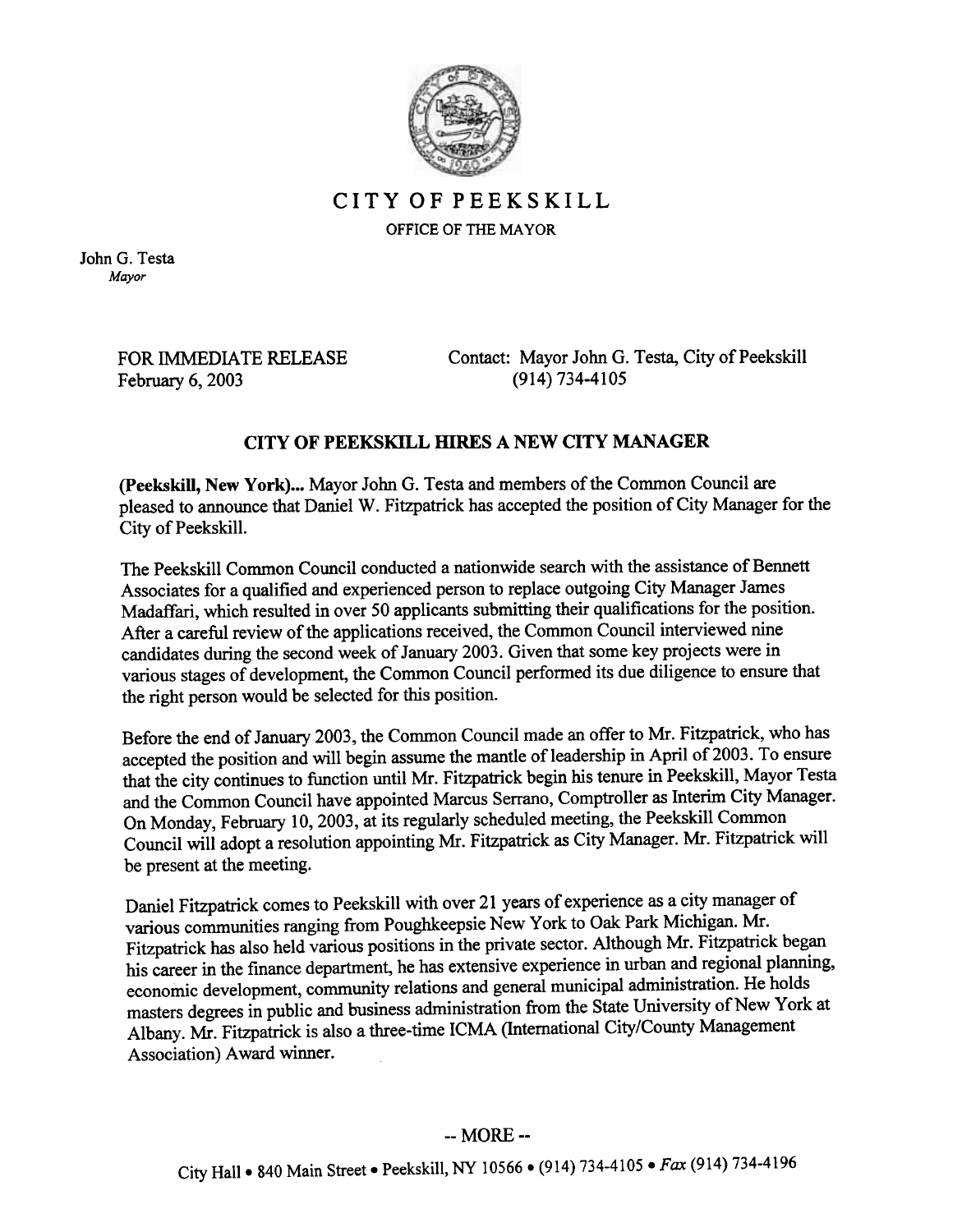# CITY OF PEEKSKILL

OFFICE OF THE MAYOR

John G. Testa
*Mayor*

FOR IMMEDIATE RELEASE
February 6, 2003

Contact: Mayor John G. Testa, City of Peekskill
(914) 734-4105

## CITY OF PEEKSKILL HIRES A NEW CITY MANAGER

**(Peekskill, New York)...** Mayor John G. Testa and members of the Common Council are pleased to announce that Daniel W. Fitzpatrick has accepted the position of City Manager for the City of Peekskill.

The Peekskill Common Council conducted a nationwide search with the assistance of Bennett Associates for a qualified and experienced person to replace outgoing City Manager James Madaffari, which resulted in over 50 applicants submitting their qualifications for the position. After a careful review of the applications received, the Common Council interviewed nine candidates during the second week of January 2003. Given that some key projects were in various stages of development, the Common Council performed its due diligence to ensure that the right person would be selected for this position.

Before the end of January 2003, the Common Council made an offer to Mr. Fitzpatrick, who has accepted the position and will begin assume the mantle of leadership in April of 2003. To ensure that the city continues to function until Mr. Fitzpatrick begin his tenure in Peekskill, Mayor Testa and the Common Council have appointed Marcus Serrano, Comptroller as Interim City Manager. On Monday, February 10, 2003, at its regularly scheduled meeting, the Peekskill Common Council will adopt a resolution appointing Mr. Fitzpatrick as City Manager. Mr. Fitzpatrick will be present at the meeting.

Daniel Fitzpatrick comes to Peekskill with over 21 years of experience as a city manager of various communities ranging from Poughkeepsie New York to Oak Park Michigan. Mr. Fitzpatrick has also held various positions in the private sector. Although Mr. Fitzpatrick began his career in the finance department, he has extensive experience in urban and regional planning, economic development, community relations and general municipal administration. He holds masters degrees in public and business administration from the State University of New York at Albany. Mr. Fitzpatrick is also a three-time ICMA (International City/County Management Association) Award winner.

-- MORE --

City Hall • 840 Main Street • Peekskill, NY 10566 • (914) 734-4105 • *Fax* (914) 734-4196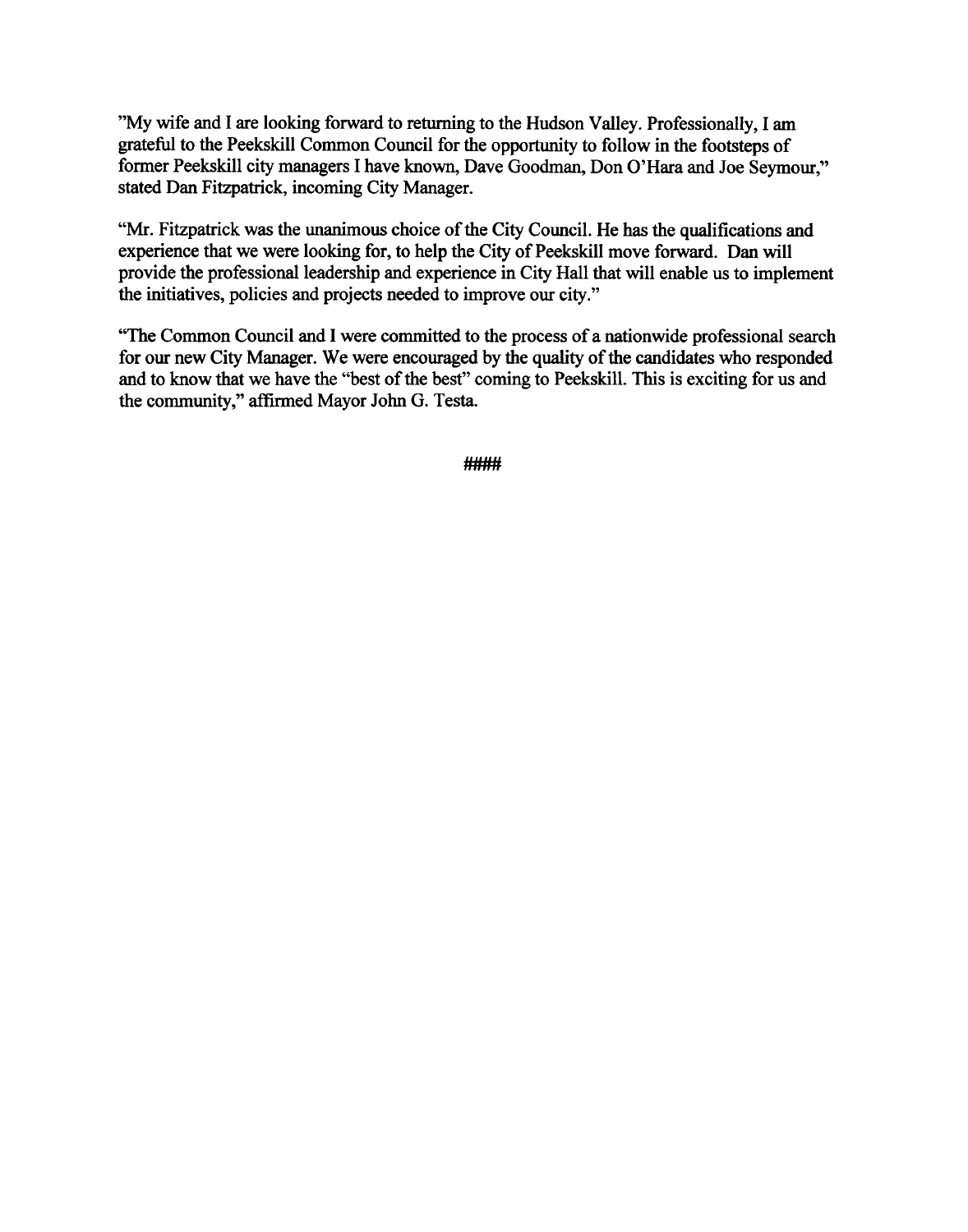"My wife and I are looking forward to returning to the Hudson Valley. Professionally, I am grateful to the Peekskill Common Council for the opportunity to follow in the footsteps of former Peekskill city managers I have known, Dave Goodman, Don O'Hara and Joe Seymour," stated Dan Fitzpatrick, incoming City Manager.

"Mr. Fitzpatrick was the unanimous choice of the City Council. He has the qualifications and experience that we were looking for, to help the City of Peekskill move forward. Dan will provide the professional leadership and experience in City Hall that will enable us to implement the initiatives, policies and projects needed to improve our city."

"The Common Council and I were committed to the process of a nationwide professional search for our new City Manager. We were encouraged by the quality of the candidates who responded and to know that we have the "best of the best" coming to Peekskill. This is exciting for us and the community," affirmed Mayor John G. Testa.

####